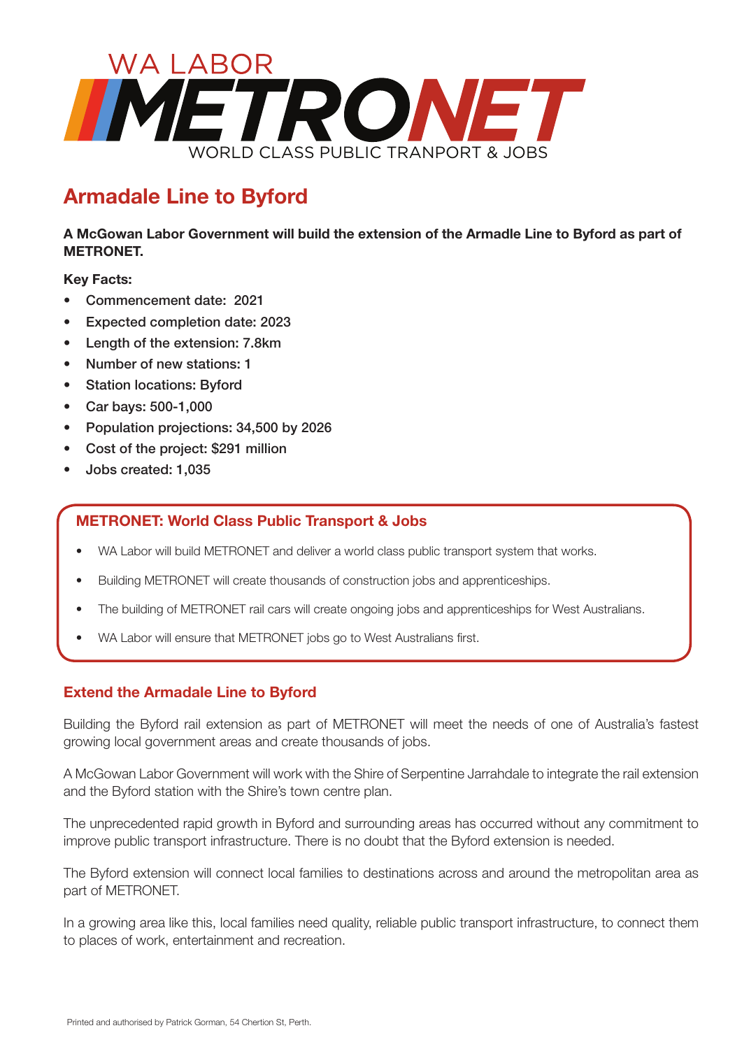WA LABOR

# METRONET

WORLD CLASS PUBLIC TRANPORT & JOBS

## Armadale Line to Byford

**A McGowan Labor Government will build the extension of the Armadle Line to Byford as part of METRONET.**

**Key Facts:**

- Commencement date: 2021
- Expected completion date: 2023
- Length of the extension: 7.8km
- Number of new stations: 1
- Station locations: Byford
- Car bays: 500-1,000
- Population projections: 34,500 by 2026
- Cost of the project: $291 million
- Jobs created: 1,035

### METRONET: World Class Public Transport & Jobs

- WA Labor will build METRONET and deliver a world class public transport system that works.
- Building METRONET will create thousands of construction jobs and apprenticeships.
- The building of METRONET rail cars will create ongoing jobs and apprenticeships for West Australians.
- WA Labor will ensure that METRONET jobs go to West Australians first.

### Extend the Armadale Line to Byford

Building the Byford rail extension as part of METRONET will meet the needs of one of Australia's fastest growing local government areas and create thousands of jobs.

A McGowan Labor Government will work with the Shire of Serpentine Jarrahdale to integrate the rail extension and the Byford station with the Shire's town centre plan.

The unprecedented rapid growth in Byford and surrounding areas has occurred without any commitment to improve public transport infrastructure. There is no doubt that the Byford extension is needed.

The Byford extension will connect local families to destinations across and around the metropolitan area as part of METRONET.

In a growing area like this, local families need quality, reliable public transport infrastructure, to connect them to places of work, entertainment and recreation.

Printed and authorised by Patrick Gorman, 54 Chertion St, Perth.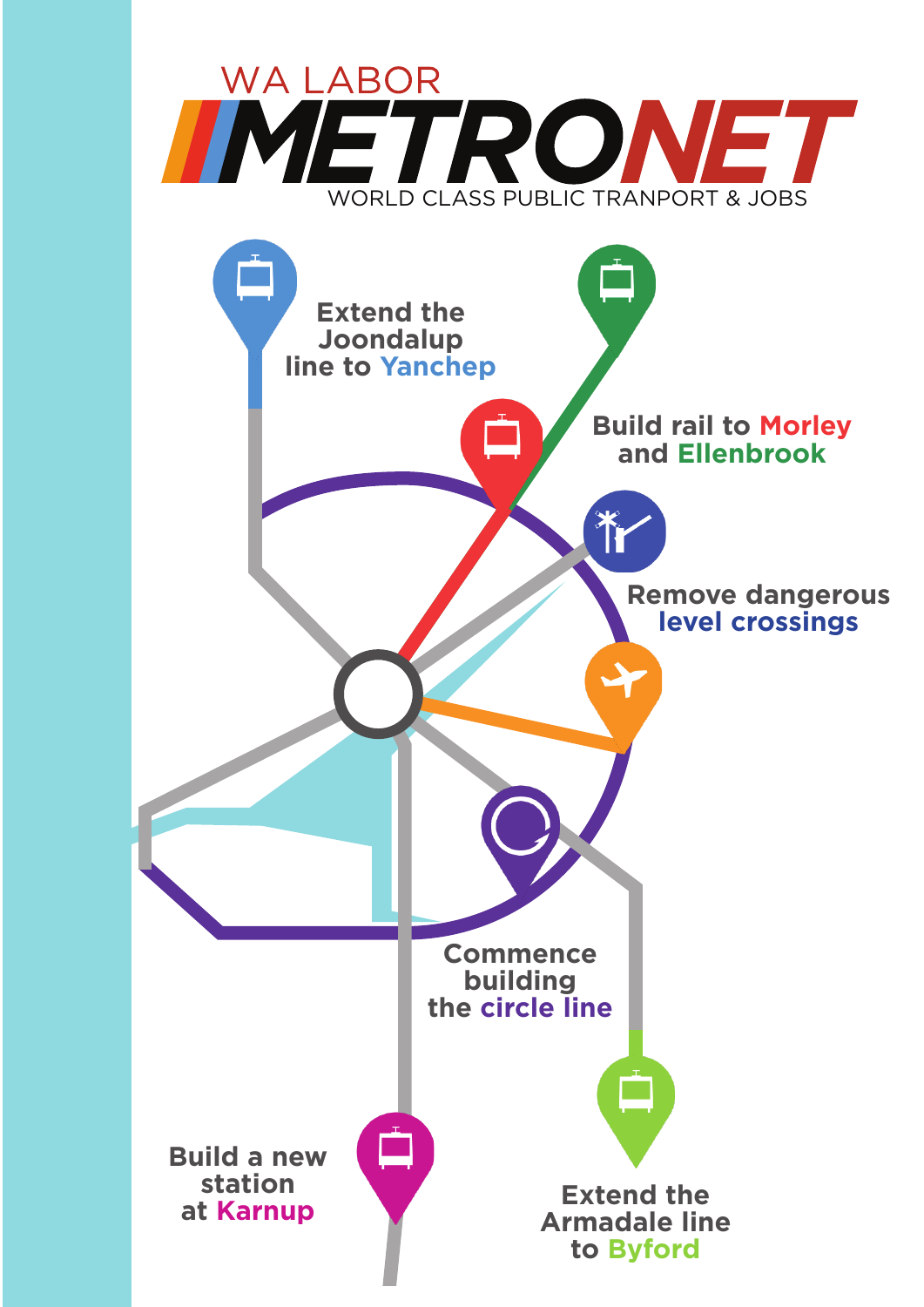WA LABOR

# METRONET

WORLD CLASS PUBLIC TRANPORT & JOBS

**Extend the Joondalup line to Yanchep**

**Build rail to Morley and Ellenbrook**

**Remove dangerous level crossings**

**Commence building the circle line**

**Build a new station at Karnup**

**Extend the Armadale line to Byford**